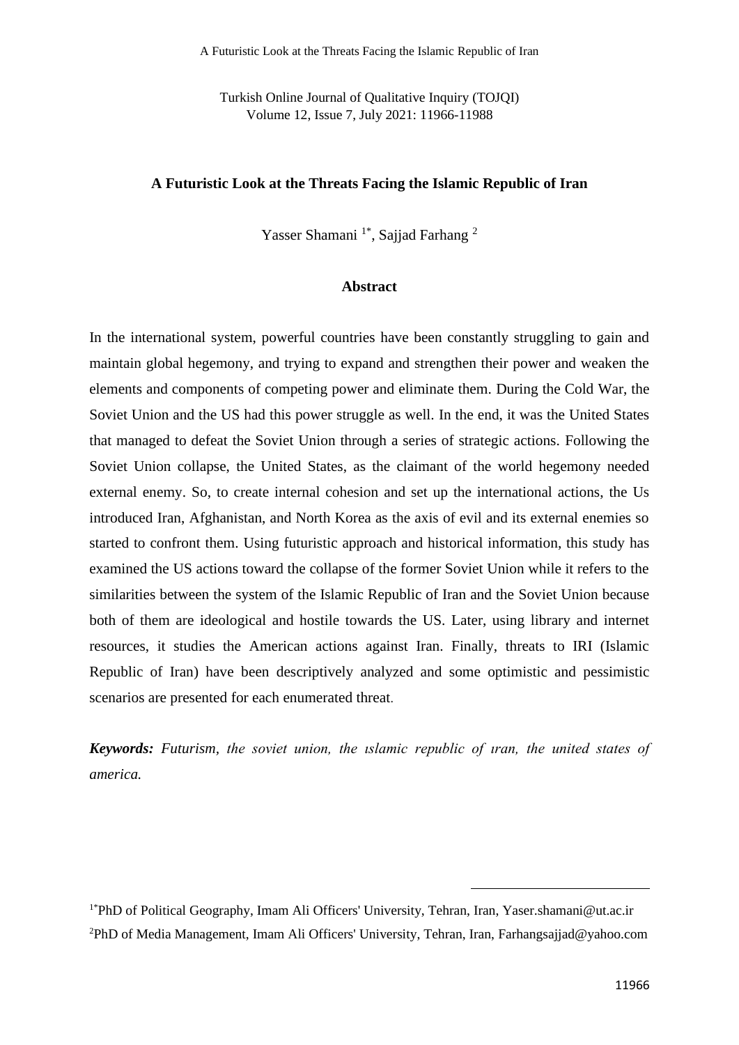# A Futuristic Look at the Threats Facing the Islamic Republic of Iran

Yasser Shamani [1*], Sajjad Farhang [2]

## Abstract

In the international system, powerful countries have been constantly struggling to gain and maintain global hegemony, and trying to expand and strengthen their power and weaken the elements and components of competing power and eliminate them. During the Cold War, the Soviet Union and the US had this power struggle as well. In the end, it was the United States that managed to defeat the Soviet Union through a series of strategic actions. Following the Soviet Union collapse, the United States, as the claimant of the world hegemony needed external enemy. So, to create internal cohesion and set up the international actions, the Us introduced Iran, Afghanistan, and North Korea as the axis of evil and its external enemies so started to confront them. Using futuristic approach and historical information, this study has examined the US actions toward the collapse of the former Soviet Union while it refers to the similarities between the system of the Islamic Republic of Iran and the Soviet Union because both of them are ideological and hostile towards the US. Later, using library and internet resources, it studies the American actions against Iran. Finally, threats to IRI (Islamic Republic of Iran) have been descriptively analyzed and some optimistic and pessimistic scenarios are presented for each enumerated threat.

***Keywords:*** *Futurism, the soviet union, the ıslamic republic of ıran, the united states of america.*

---

[1*]PhD of Political Geography, Imam Ali Officers' University, Tehran, Iran, Yaser.shamani@ut.ac.ir

[2]PhD of Media Management, Imam Ali Officers' University, Tehran, Iran, Farhangsajjad@yahoo.com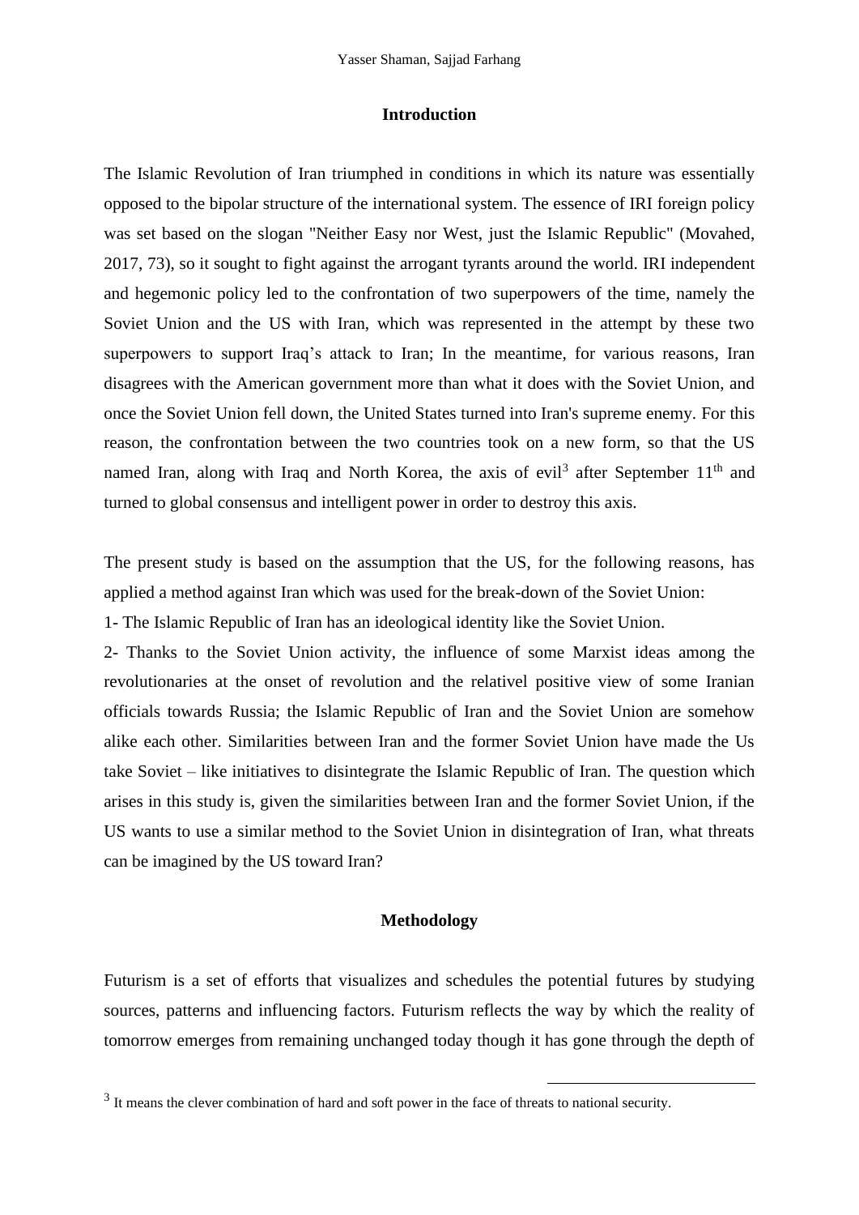## Introduction

The Islamic Revolution of Iran triumphed in conditions in which its nature was essentially opposed to the bipolar structure of the international system. The essence of IRI foreign policy was set based on the slogan "Neither Easy nor West, just the Islamic Republic" (Movahed, 2017, 73), so it sought to fight against the arrogant tyrants around the world. IRI independent and hegemonic policy led to the confrontation of two superpowers of the time, namely the Soviet Union and the US with Iran, which was represented in the attempt by these two superpowers to support Iraq's attack to Iran; In the meantime, for various reasons, Iran disagrees with the American government more than what it does with the Soviet Union, and once the Soviet Union fell down, the United States turned into Iran's supreme enemy. For this reason, the confrontation between the two countries took on a new form, so that the US named Iran, along with Iraq and North Korea, the axis of evil[3] after September 11th and turned to global consensus and intelligent power in order to destroy this axis.

The present study is based on the assumption that the US, for the following reasons, has applied a method against Iran which was used for the break-down of the Soviet Union:

1- The Islamic Republic of Iran has an ideological identity like the Soviet Union.

2- Thanks to the Soviet Union activity, the influence of some Marxist ideas among the revolutionaries at the onset of revolution and the relativel positive view of some Iranian officials towards Russia; the Islamic Republic of Iran and the Soviet Union are somehow alike each other. Similarities between Iran and the former Soviet Union have made the Us take Soviet – like initiatives to disintegrate the Islamic Republic of Iran. The question which arises in this study is, given the similarities between Iran and the former Soviet Union, if the US wants to use a similar method to the Soviet Union in disintegration of Iran, what threats can be imagined by the US toward Iran?

## Methodology

Futurism is a set of efforts that visualizes and schedules the potential futures by studying sources, patterns and influencing factors. Futurism reflects the way by which the reality of tomorrow emerges from remaining unchanged today though it has gone through the depth of

---

[3] It means the clever combination of hard and soft power in the face of threats to national security.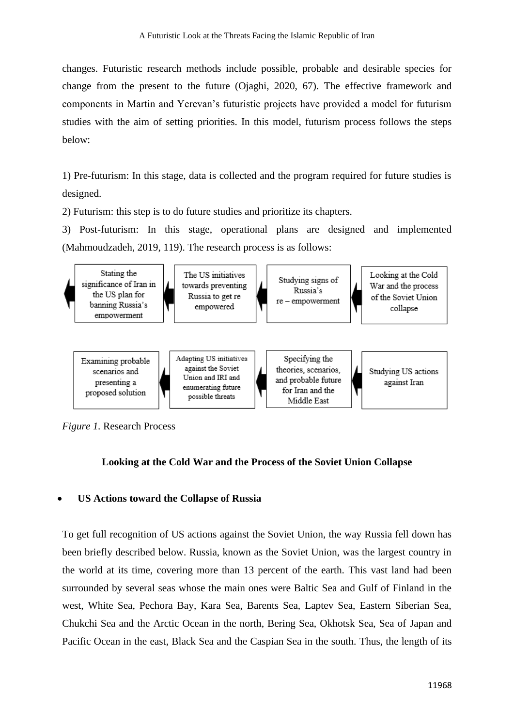changes. Futuristic research methods include possible, probable and desirable species for change from the present to the future (Ojaghi, 2020, 67). The effective framework and components in Martin and Yerevan's futuristic projects have provided a model for futurism studies with the aim of setting priorities. In this model, futurism process follows the steps below:

1) Pre-futurism: In this stage, data is collected and the program required for future studies is designed.

2) Futurism: this step is to do future studies and prioritize its chapters.

3) Post-futurism: In this stage, operational plans are designed and implemented (Mahmoudzadeh, 2019, 119). The research process is as follows:

Looking at the Cold War and the process of the Soviet Union collapse → Studying signs of Russia's re – empowerment → The US initiatives towards preventing Russia to get re empowered → Stating the significance of Iran in the US plan for banning Russia's empowerment

Studying US actions against Iran → Specifying the theories, scenarios, and probable future for Iran and the Middle East → Adapting US initiatives against the Soviet Union and IRI and enumerating future possible threats → Examining probable scenarios and presenting a proposed solution

*Figure 1.* Research Process

## Looking at the Cold War and the Process of the Soviet Union Collapse

- **US Actions toward the Collapse of Russia**

To get full recognition of US actions against the Soviet Union, the way Russia fell down has been briefly described below. Russia, known as the Soviet Union, was the largest country in the world at its time, covering more than 13 percent of the earth. This vast land had been surrounded by several seas whose the main ones were Baltic Sea and Gulf of Finland in the west, White Sea, Pechora Bay, Kara Sea, Barents Sea, Laptev Sea, Eastern Siberian Sea, Chukchi Sea and the Arctic Ocean in the north, Bering Sea, Okhotsk Sea, Sea of Japan and Pacific Ocean in the east, Black Sea and the Caspian Sea in the south. Thus, the length of its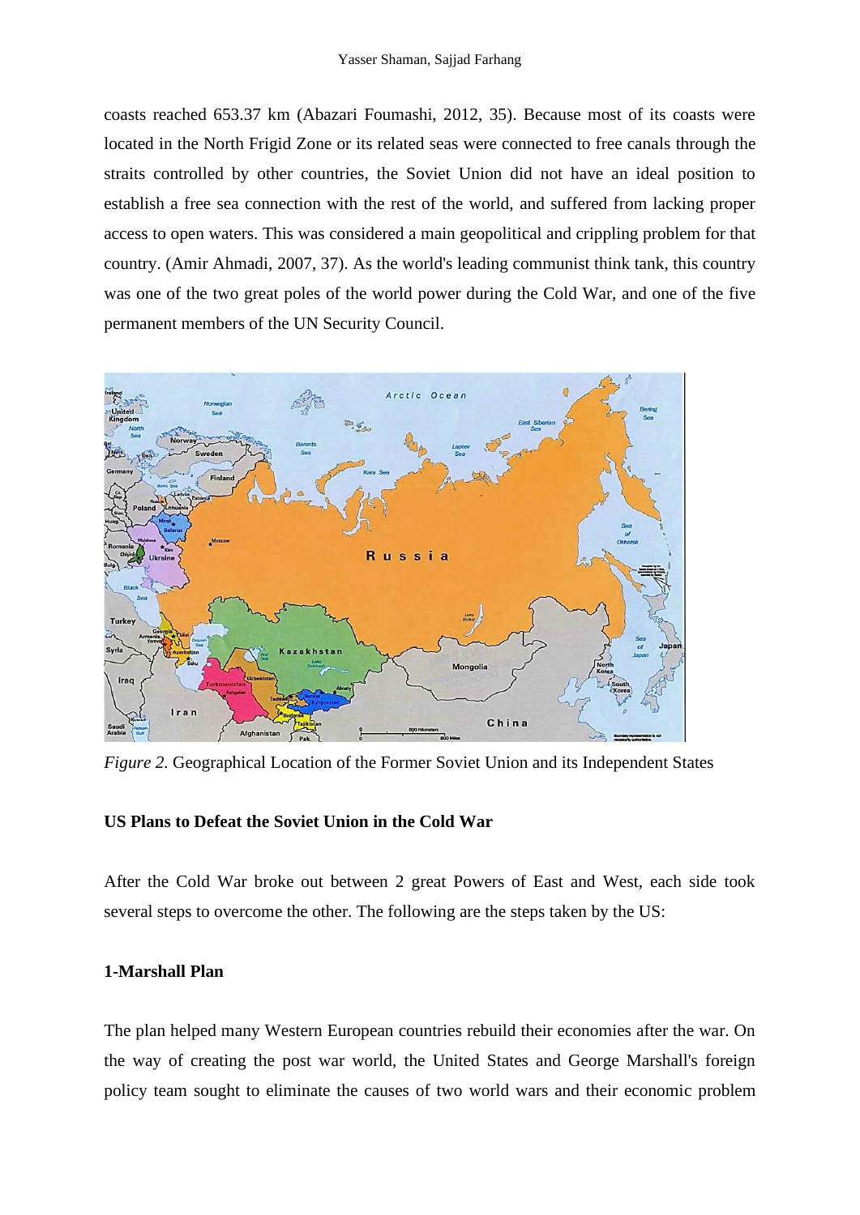coasts reached 653.37 km (Abazari Foumashi, 2012, 35). Because most of its coasts were located in the North Frigid Zone or its related seas were connected to free canals through the straits controlled by other countries, the Soviet Union did not have an ideal position to establish a free sea connection with the rest of the world, and suffered from lacking proper access to open waters. This was considered a main geopolitical and crippling problem for that country. (Amir Ahmadi, 2007, 37). As the world's leading communist think tank, this country was one of the two great poles of the world power during the Cold War, and one of the five permanent members of the UN Security Council.

*Figure 2.* Geographical Location of the Former Soviet Union and its Independent States

**US Plans to Defeat the Soviet Union in the Cold War**

After the Cold War broke out between 2 great Powers of East and West, each side took several steps to overcome the other. The following are the steps taken by the US:

**1-Marshall Plan**

The plan helped many Western European countries rebuild their economies after the war. On the way of creating the post war world, the United States and George Marshall's foreign policy team sought to eliminate the causes of two world wars and their economic problem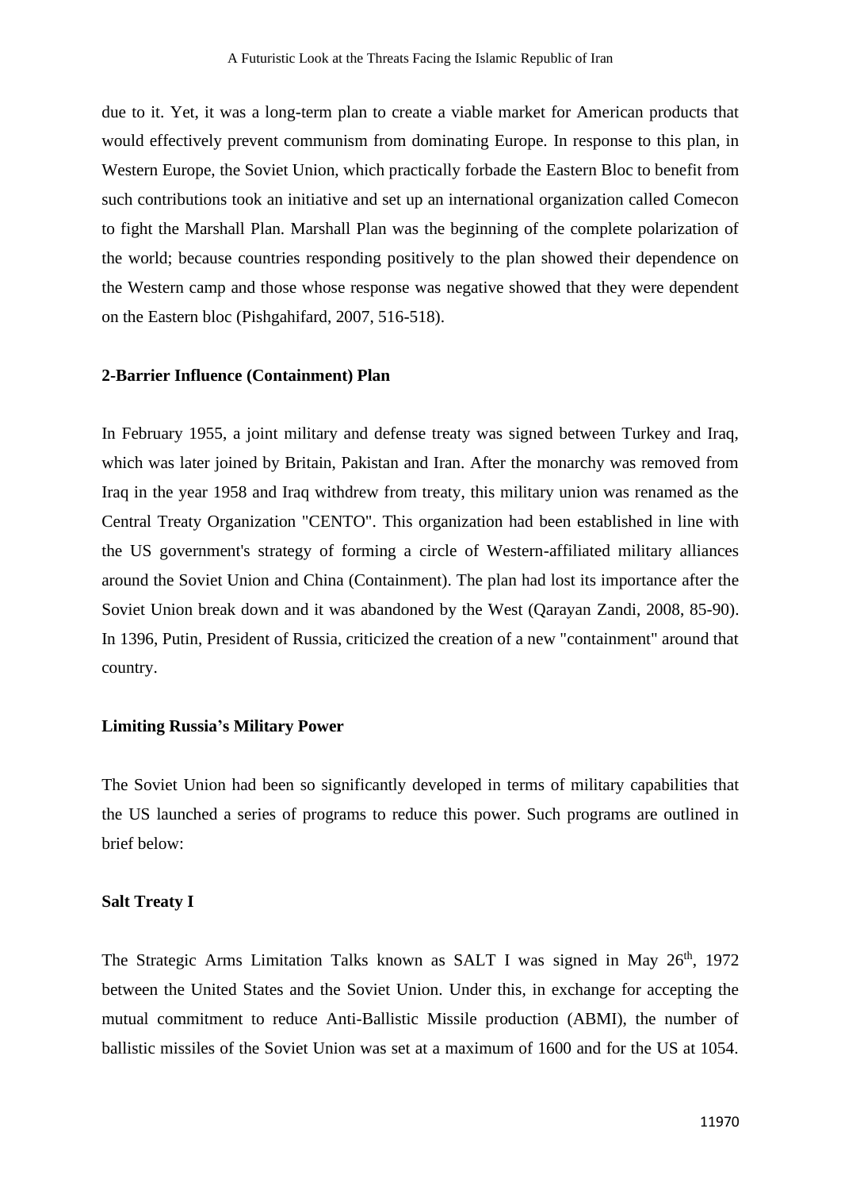due to it. Yet, it was a long-term plan to create a viable market for American products that would effectively prevent communism from dominating Europe. In response to this plan, in Western Europe, the Soviet Union, which practically forbade the Eastern Bloc to benefit from such contributions took an initiative and set up an international organization called Comecon to fight the Marshall Plan. Marshall Plan was the beginning of the complete polarization of the world; because countries responding positively to the plan showed their dependence on the Western camp and those whose response was negative showed that they were dependent on the Eastern bloc (Pishgahifard, 2007, 516-518).

**2-Barrier Influence (Containment) Plan**

In February 1955, a joint military and defense treaty was signed between Turkey and Iraq, which was later joined by Britain, Pakistan and Iran. After the monarchy was removed from Iraq in the year 1958 and Iraq withdrew from treaty, this military union was renamed as the Central Treaty Organization "CENTO". This organization had been established in line with the US government's strategy of forming a circle of Western-affiliated military alliances around the Soviet Union and China (Containment). The plan had lost its importance after the Soviet Union break down and it was abandoned by the West (Qarayan Zandi, 2008, 85-90). In 1396, Putin, President of Russia, criticized the creation of a new "containment" around that country.

**Limiting Russia's Military Power**

The Soviet Union had been so significantly developed in terms of military capabilities that the US launched a series of programs to reduce this power. Such programs are outlined in brief below:

**Salt Treaty I**

The Strategic Arms Limitation Talks known as SALT I was signed in May 26th, 1972 between the United States and the Soviet Union. Under this, in exchange for accepting the mutual commitment to reduce Anti-Ballistic Missile production (ABMI), the number of ballistic missiles of the Soviet Union was set at a maximum of 1600 and for the US at 1054.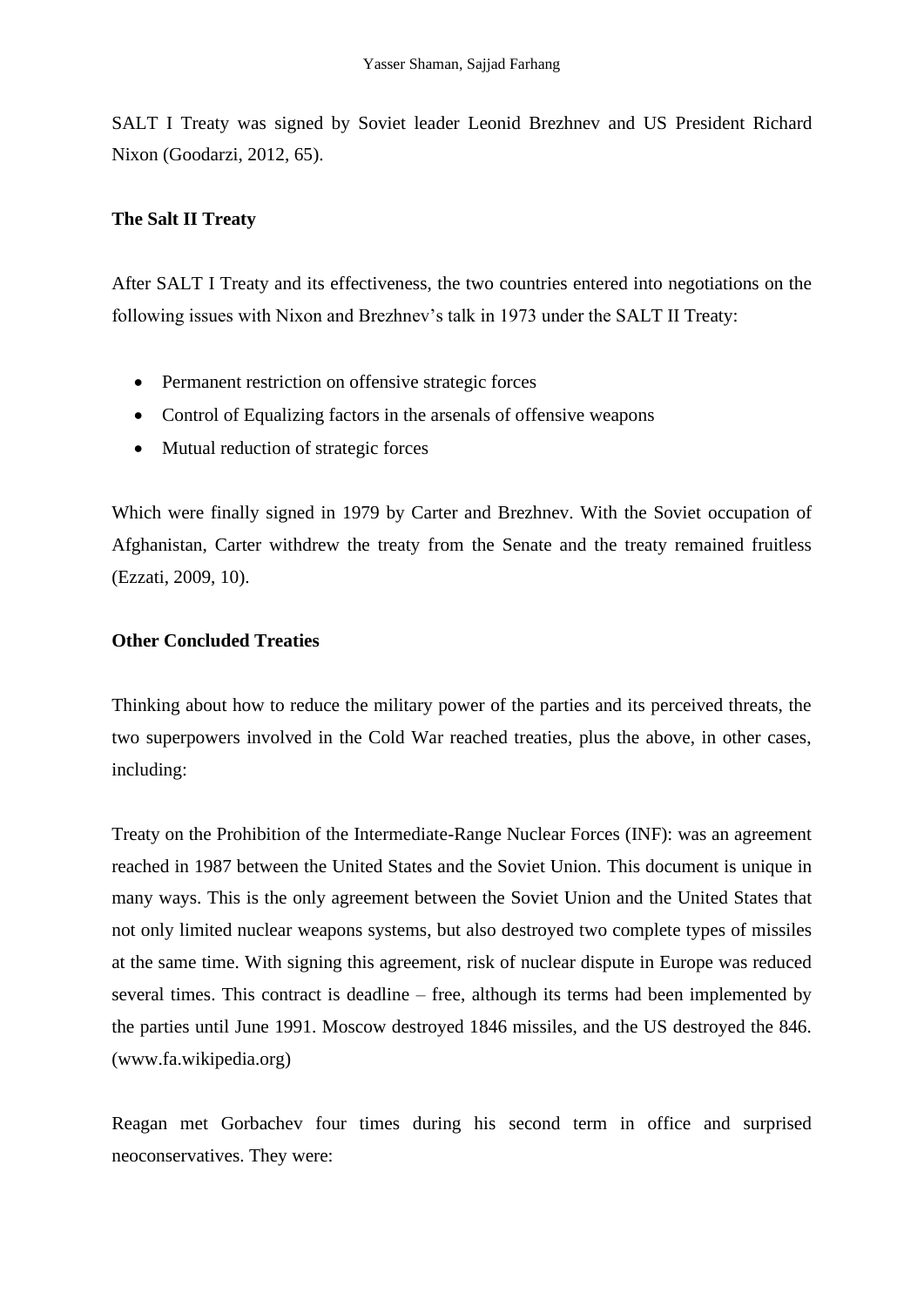SALT I Treaty was signed by Soviet leader Leonid Brezhnev and US President Richard Nixon (Goodarzi, 2012, 65).

**The Salt II Treaty**

After SALT I Treaty and its effectiveness, the two countries entered into negotiations on the following issues with Nixon and Brezhnev's talk in 1973 under the SALT II Treaty:

- Permanent restriction on offensive strategic forces
- Control of Equalizing factors in the arsenals of offensive weapons
- Mutual reduction of strategic forces

Which were finally signed in 1979 by Carter and Brezhnev. With the Soviet occupation of Afghanistan, Carter withdrew the treaty from the Senate and the treaty remained fruitless (Ezzati, 2009, 10).

**Other Concluded Treaties**

Thinking about how to reduce the military power of the parties and its perceived threats, the two superpowers involved in the Cold War reached treaties, plus the above, in other cases, including:

Treaty on the Prohibition of the Intermediate-Range Nuclear Forces (INF): was an agreement reached in 1987 between the United States and the Soviet Union. This document is unique in many ways. This is the only agreement between the Soviet Union and the United States that not only limited nuclear weapons systems, but also destroyed two complete types of missiles at the same time. With signing this agreement, risk of nuclear dispute in Europe was reduced several times. This contract is deadline – free, although its terms had been implemented by the parties until June 1991. Moscow destroyed 1846 missiles, and the US destroyed the 846. (www.fa.wikipedia.org)

Reagan met Gorbachev four times during his second term in office and surprised neoconservatives. They were: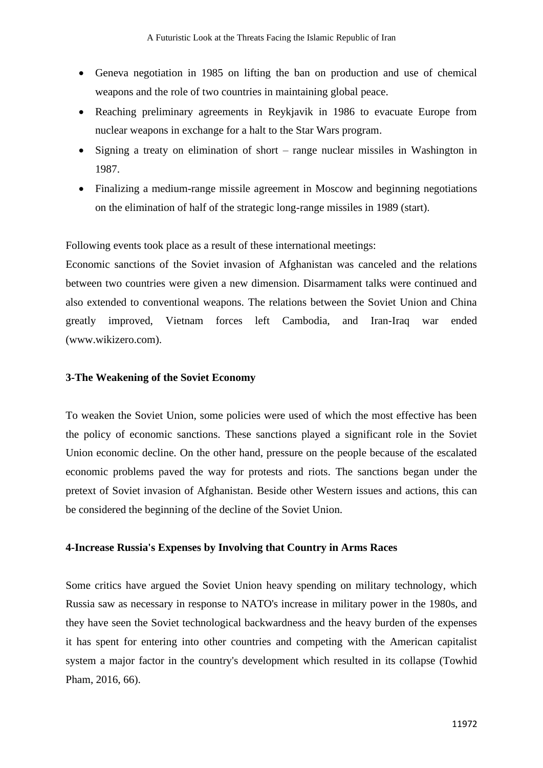- Geneva negotiation in 1985 on lifting the ban on production and use of chemical weapons and the role of two countries in maintaining global peace.
- Reaching preliminary agreements in Reykjavik in 1986 to evacuate Europe from nuclear weapons in exchange for a halt to the Star Wars program.
- Signing a treaty on elimination of short – range nuclear missiles in Washington in 1987.
- Finalizing a medium-range missile agreement in Moscow and beginning negotiations on the elimination of half of the strategic long-range missiles in 1989 (start).

Following events took place as a result of these international meetings:

Economic sanctions of the Soviet invasion of Afghanistan was canceled and the relations between two countries were given a new dimension. Disarmament talks were continued and also extended to conventional weapons. The relations between the Soviet Union and China greatly improved, Vietnam forces left Cambodia, and Iran-Iraq war ended (www.wikizero.com).

**3-The Weakening of the Soviet Economy**

To weaken the Soviet Union, some policies were used of which the most effective has been the policy of economic sanctions. These sanctions played a significant role in the Soviet Union economic decline. On the other hand, pressure on the people because of the escalated economic problems paved the way for protests and riots. The sanctions began under the pretext of Soviet invasion of Afghanistan. Beside other Western issues and actions, this can be considered the beginning of the decline of the Soviet Union.

**4-Increase Russia's Expenses by Involving that Country in Arms Races**

Some critics have argued the Soviet Union heavy spending on military technology, which Russia saw as necessary in response to NATO's increase in military power in the 1980s, and they have seen the Soviet technological backwardness and the heavy burden of the expenses it has spent for entering into other countries and competing with the American capitalist system a major factor in the country's development which resulted in its collapse (Towhid Pham, 2016, 66).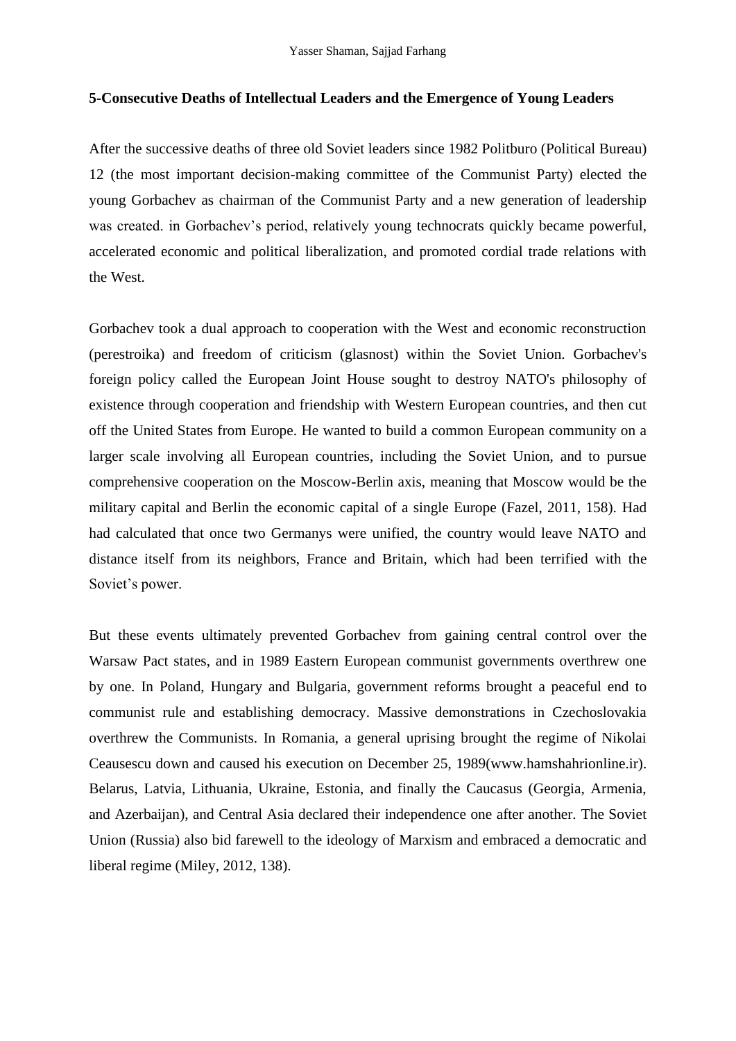### 5-Consecutive Deaths of Intellectual Leaders and the Emergence of Young Leaders

After the successive deaths of three old Soviet leaders since 1982 Politburo (Political Bureau) 12 (the most important decision-making committee of the Communist Party) elected the young Gorbachev as chairman of the Communist Party and a new generation of leadership was created. in Gorbachev's period, relatively young technocrats quickly became powerful, accelerated economic and political liberalization, and promoted cordial trade relations with the West.

Gorbachev took a dual approach to cooperation with the West and economic reconstruction (perestroika) and freedom of criticism (glasnost) within the Soviet Union. Gorbachev's foreign policy called the European Joint House sought to destroy NATO's philosophy of existence through cooperation and friendship with Western European countries, and then cut off the United States from Europe. He wanted to build a common European community on a larger scale involving all European countries, including the Soviet Union, and to pursue comprehensive cooperation on the Moscow-Berlin axis, meaning that Moscow would be the military capital and Berlin the economic capital of a single Europe (Fazel, 2011, 158). Had had calculated that once two Germanys were unified, the country would leave NATO and distance itself from its neighbors, France and Britain, which had been terrified with the Soviet's power.

But these events ultimately prevented Gorbachev from gaining central control over the Warsaw Pact states, and in 1989 Eastern European communist governments overthrew one by one. In Poland, Hungary and Bulgaria, government reforms brought a peaceful end to communist rule and establishing democracy. Massive demonstrations in Czechoslovakia overthrew the Communists. In Romania, a general uprising brought the regime of Nikolai Ceausescu down and caused his execution on December 25, 1989(www.hamshahrionline.ir). Belarus, Latvia, Lithuania, Ukraine, Estonia, and finally the Caucasus (Georgia, Armenia, and Azerbaijan), and Central Asia declared their independence one after another. The Soviet Union (Russia) also bid farewell to the ideology of Marxism and embraced a democratic and liberal regime (Miley, 2012, 138).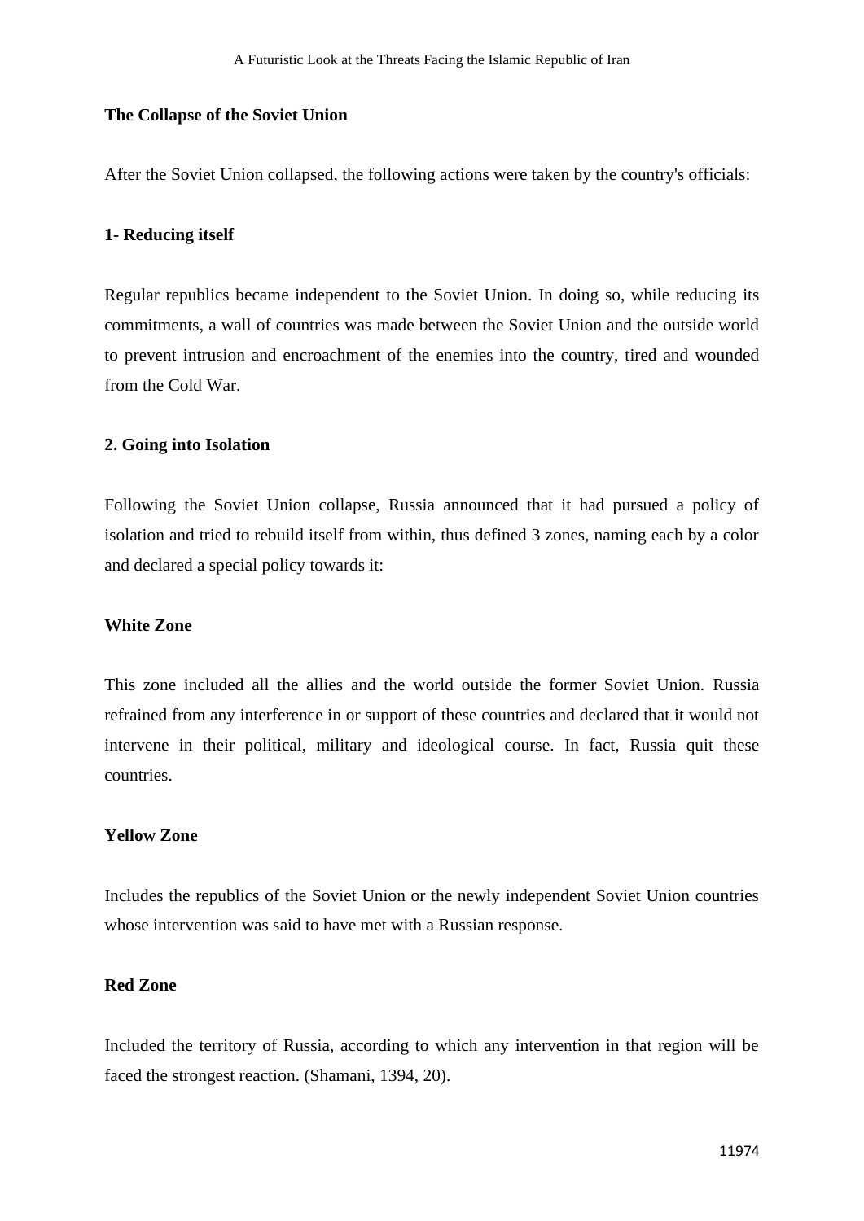**The Collapse of the Soviet Union**

After the Soviet Union collapsed, the following actions were taken by the country's officials:

**1- Reducing itself**

Regular republics became independent to the Soviet Union. In doing so, while reducing its commitments, a wall of countries was made between the Soviet Union and the outside world to prevent intrusion and encroachment of the enemies into the country, tired and wounded from the Cold War.

**2. Going into Isolation**

Following the Soviet Union collapse, Russia announced that it had pursued a policy of isolation and tried to rebuild itself from within, thus defined 3 zones, naming each by a color and declared a special policy towards it:

**White Zone**

This zone included all the allies and the world outside the former Soviet Union. Russia refrained from any interference in or support of these countries and declared that it would not intervene in their political, military and ideological course. In fact, Russia quit these countries.

**Yellow Zone**

Includes the republics of the Soviet Union or the newly independent Soviet Union countries whose intervention was said to have met with a Russian response.

**Red Zone**

Included the territory of Russia, according to which any intervention in that region will be faced the strongest reaction. (Shamani, 1394, 20).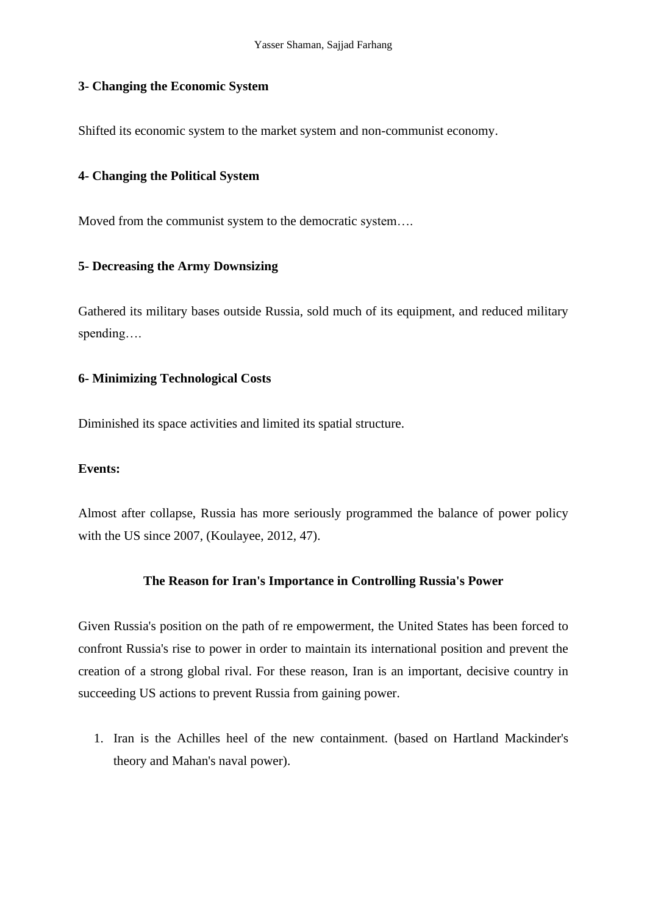**3- Changing the Economic System**

Shifted its economic system to the market system and non-communist economy.

**4- Changing the Political System**

Moved from the communist system to the democratic system….

**5- Decreasing the Army Downsizing**

Gathered its military bases outside Russia, sold much of its equipment, and reduced military spending….

**6- Minimizing Technological Costs**

Diminished its space activities and limited its spatial structure.

**Events:**

Almost after collapse, Russia has more seriously programmed the balance of power policy with the US since 2007, (Koulayee, 2012, 47).

## The Reason for Iran's Importance in Controlling Russia's Power

Given Russia's position on the path of re empowerment, the United States has been forced to confront Russia's rise to power in order to maintain its international position and prevent the creation of a strong global rival. For these reason, Iran is an important, decisive country in succeeding US actions to prevent Russia from gaining power.

1. Iran is the Achilles heel of the new containment. (based on Hartland Mackinder's theory and Mahan's naval power).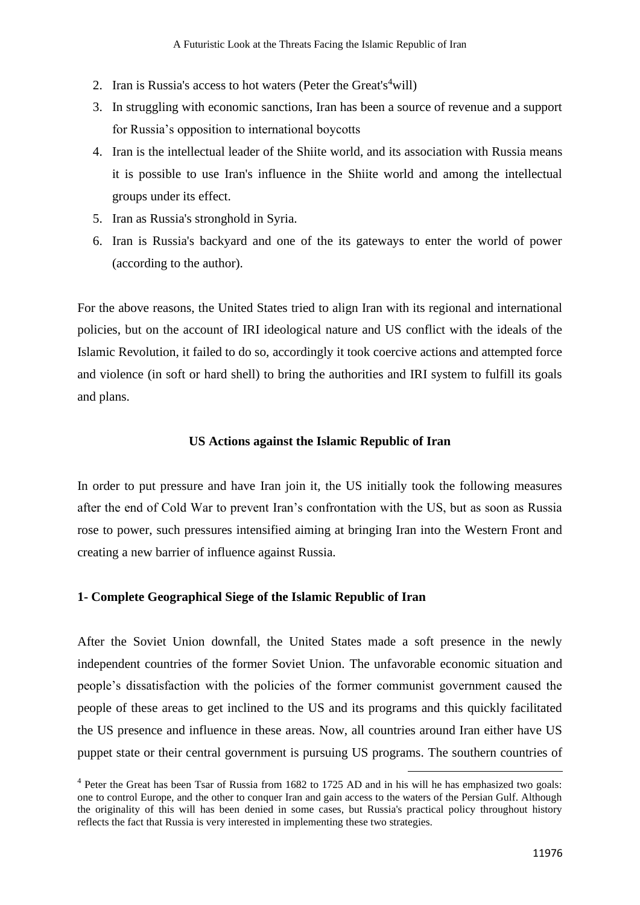2. Iran is Russia's access to hot waters (Peter the Great's[4]will)
3. In struggling with economic sanctions, Iran has been a source of revenue and a support for Russia's opposition to international boycotts
4. Iran is the intellectual leader of the Shiite world, and its association with Russia means it is possible to use Iran's influence in the Shiite world and among the intellectual groups under its effect.
5. Iran as Russia's stronghold in Syria.
6. Iran is Russia's backyard and one of the its gateways to enter the world of power (according to the author).

For the above reasons, the United States tried to align Iran with its regional and international policies, but on the account of IRI ideological nature and US conflict with the ideals of the Islamic Revolution, it failed to do so, accordingly it took coercive actions and attempted force and violence (in soft or hard shell) to bring the authorities and IRI system to fulfill its goals and plans.

**US Actions against the Islamic Republic of Iran**

In order to put pressure and have Iran join it, the US initially took the following measures after the end of Cold War to prevent Iran's confrontation with the US, but as soon as Russia rose to power, such pressures intensified aiming at bringing Iran into the Western Front and creating a new barrier of influence against Russia.

**1- Complete Geographical Siege of the Islamic Republic of Iran**

After the Soviet Union downfall, the United States made a soft presence in the newly independent countries of the former Soviet Union. The unfavorable economic situation and people's dissatisfaction with the policies of the former communist government caused the people of these areas to get inclined to the US and its programs and this quickly facilitated the US presence and influence in these areas. Now, all countries around Iran either have US puppet state or their central government is pursuing US programs. The southern countries of

[4] Peter the Great has been Tsar of Russia from 1682 to 1725 AD and in his will he has emphasized two goals: one to control Europe, and the other to conquer Iran and gain access to the waters of the Persian Gulf. Although the originality of this will has been denied in some cases, but Russia's practical policy throughout history reflects the fact that Russia is very interested in implementing these two strategies.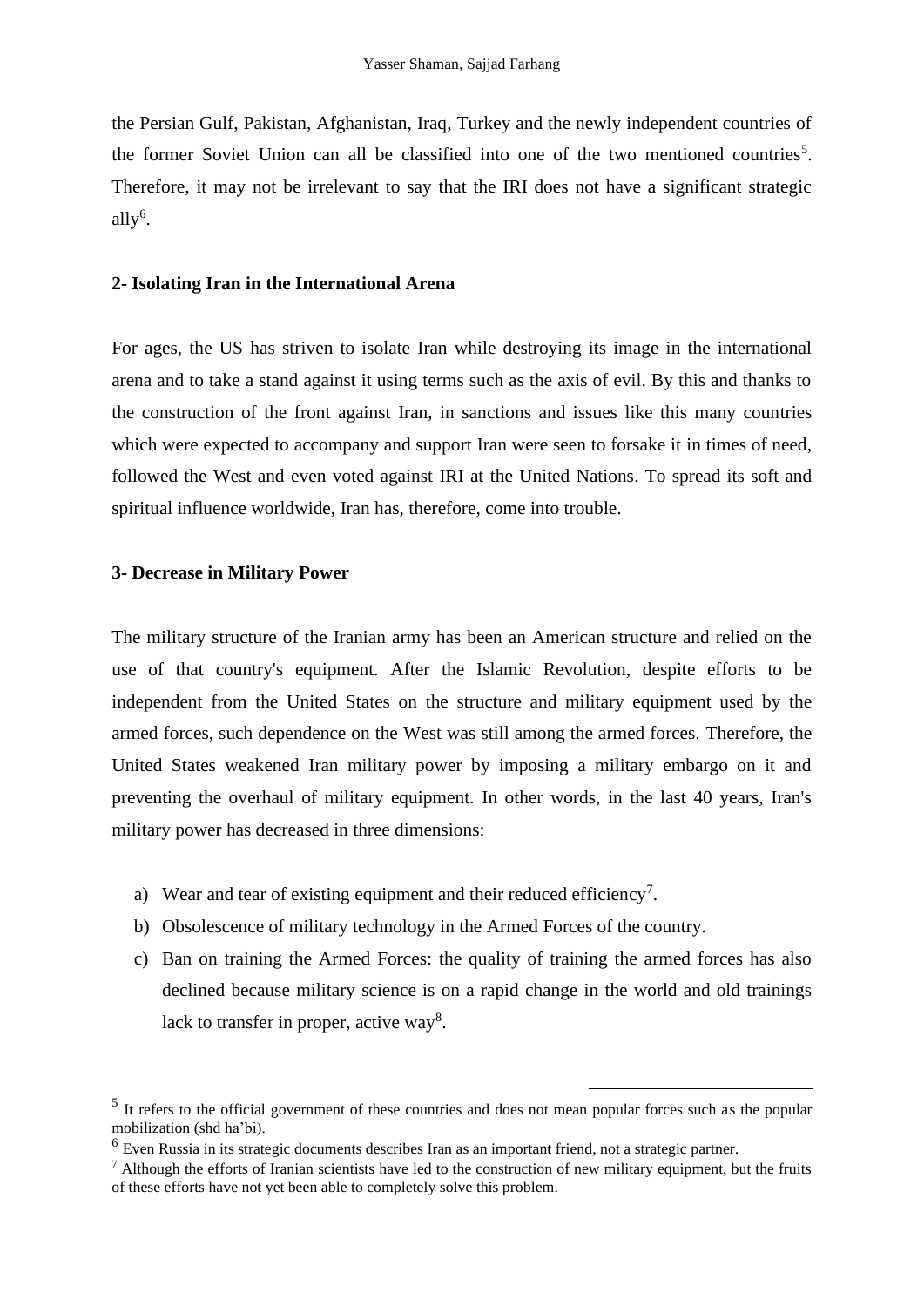the Persian Gulf, Pakistan, Afghanistan, Iraq, Turkey and the newly independent countries of the former Soviet Union can all be classified into one of the two mentioned countries[5]. Therefore, it may not be irrelevant to say that the IRI does not have a significant strategic ally[6].

**2- Isolating Iran in the International Arena**

For ages, the US has striven to isolate Iran while destroying its image in the international arena and to take a stand against it using terms such as the axis of evil. By this and thanks to the construction of the front against Iran, in sanctions and issues like this many countries which were expected to accompany and support Iran were seen to forsake it in times of need, followed the West and even voted against IRI at the United Nations. To spread its soft and spiritual influence worldwide, Iran has, therefore, come into trouble.

**3- Decrease in Military Power**

The military structure of the Iranian army has been an American structure and relied on the use of that country's equipment. After the Islamic Revolution, despite efforts to be independent from the United States on the structure and military equipment used by the armed forces, such dependence on the West was still among the armed forces. Therefore, the United States weakened Iran military power by imposing a military embargo on it and preventing the overhaul of military equipment. In other words, in the last 40 years, Iran's military power has decreased in three dimensions:

a) Wear and tear of existing equipment and their reduced efficiency[7].
b) Obsolescence of military technology in the Armed Forces of the country.
c) Ban on training the Armed Forces: the quality of training the armed forces has also declined because military science is on a rapid change in the world and old trainings lack to transfer in proper, active way[8].

---

[5] It refers to the official government of these countries and does not mean popular forces such as the popular mobilization (shd ha'bi).

[6] Even Russia in its strategic documents describes Iran as an important friend, not a strategic partner.

[7] Although the efforts of Iranian scientists have led to the construction of new military equipment, but the fruits of these efforts have not yet been able to completely solve this problem.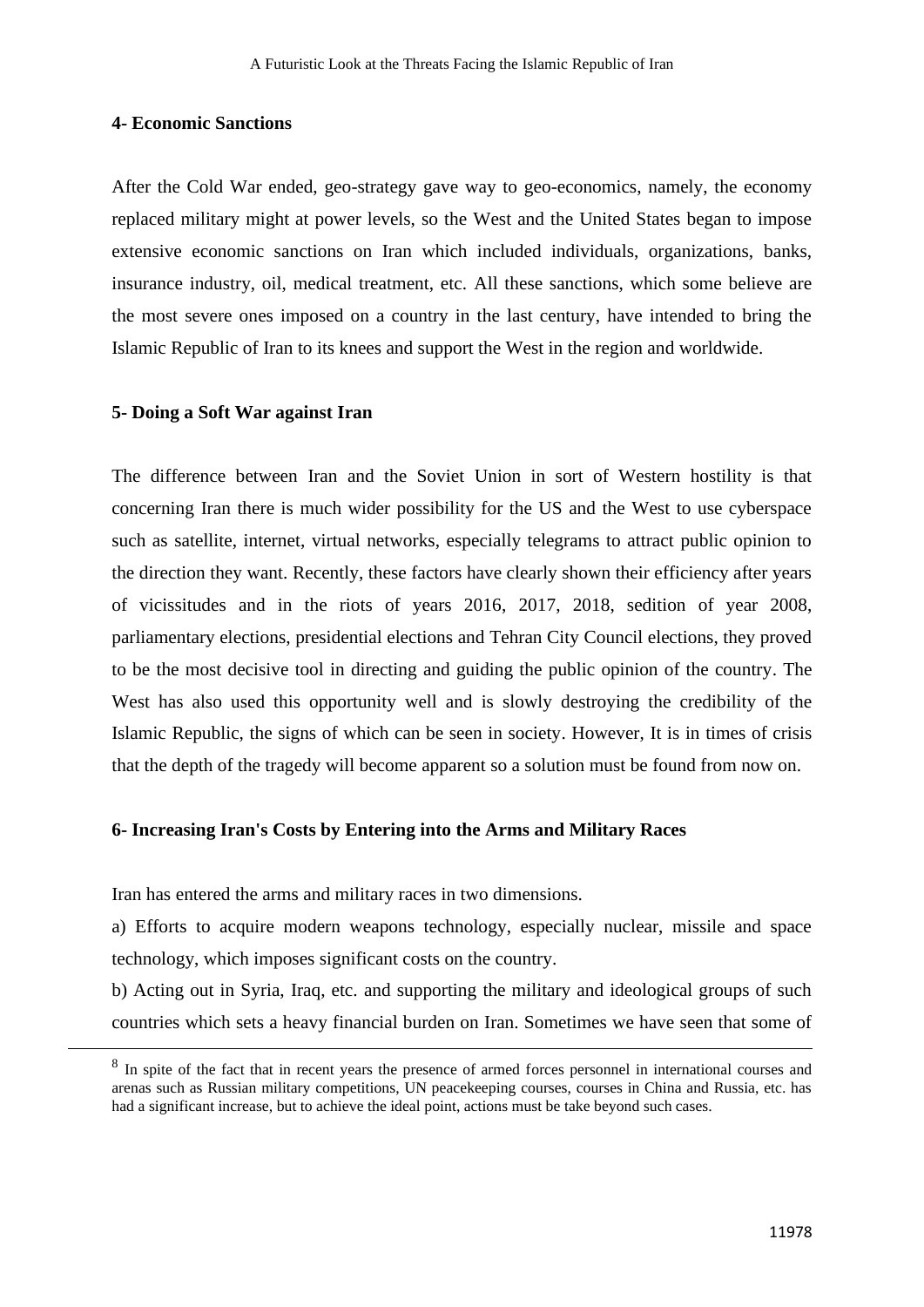**4- Economic Sanctions**

After the Cold War ended, geo-strategy gave way to geo-economics, namely, the economy replaced military might at power levels, so the West and the United States began to impose extensive economic sanctions on Iran which included individuals, organizations, banks, insurance industry, oil, medical treatment, etc. All these sanctions, which some believe are the most severe ones imposed on a country in the last century, have intended to bring the Islamic Republic of Iran to its knees and support the West in the region and worldwide.

**5- Doing a Soft War against Iran**

The difference between Iran and the Soviet Union in sort of Western hostility is that concerning Iran there is much wider possibility for the US and the West to use cyberspace such as satellite, internet, virtual networks, especially telegrams to attract public opinion to the direction they want. Recently, these factors have clearly shown their efficiency after years of vicissitudes and in the riots of years 2016, 2017, 2018, sedition of year 2008, parliamentary elections, presidential elections and Tehran City Council elections, they proved to be the most decisive tool in directing and guiding the public opinion of the country. The West has also used this opportunity well and is slowly destroying the credibility of the Islamic Republic, the signs of which can be seen in society. However, It is in times of crisis that the depth of the tragedy will become apparent so a solution must be found from now on.

**6- Increasing Iran's Costs by Entering into the Arms and Military Races**

Iran has entered the arms and military races in two dimensions.

a) Efforts to acquire modern weapons technology, especially nuclear, missile and space technology, which imposes significant costs on the country.

b) Acting out in Syria, Iraq, etc. and supporting the military and ideological groups of such countries which sets a heavy financial burden on Iran. Sometimes we have seen that some of

---

[8] In spite of the fact that in recent years the presence of armed forces personnel in international courses and arenas such as Russian military competitions, UN peacekeeping courses, courses in China and Russia, etc. has had a significant increase, but to achieve the ideal point, actions must be take beyond such cases.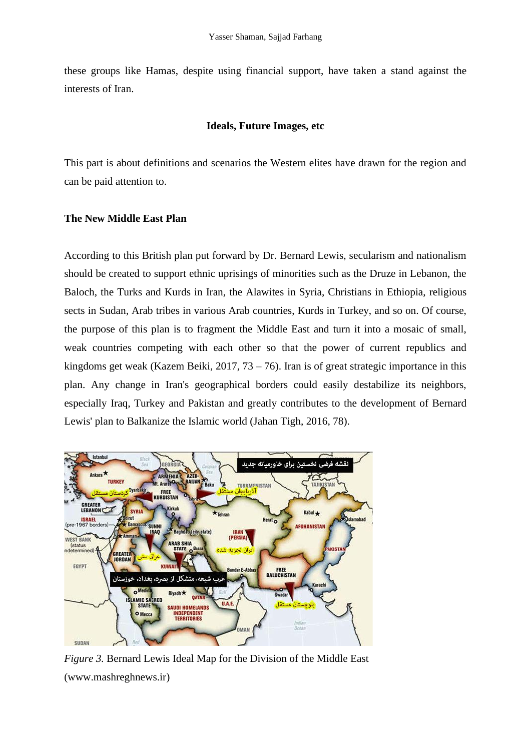these groups like Hamas, despite using financial support, have taken a stand against the interests of Iran.

## Ideals, Future Images, etc

This part is about definitions and scenarios the Western elites have drawn for the region and can be paid attention to.

### The New Middle East Plan

According to this British plan put forward by Dr. Bernard Lewis, secularism and nationalism should be created to support ethnic uprisings of minorities such as the Druze in Lebanon, the Baloch, the Turks and Kurds in Iran, the Alawites in Syria, Christians in Ethiopia, religious sects in Sudan, Arab tribes in various Arab countries, Kurds in Turkey, and so on. Of course, the purpose of this plan is to fragment the Middle East and turn it into a mosaic of small, weak countries competing with each other so that the power of current republics and kingdoms get weak (Kazem Beiki, 2017, 73 – 76). Iran is of great strategic importance in this plan. Any change in Iran's geographical borders could easily destabilize its neighbors, especially Iraq, Turkey and Pakistan and greatly contributes to the development of Bernard Lewis' plan to Balkanize the Islamic world (Jahan Tigh, 2016, 78).

*Figure 3*. Bernard Lewis Ideal Map for the Division of the Middle East (www.mashreghnews.ir)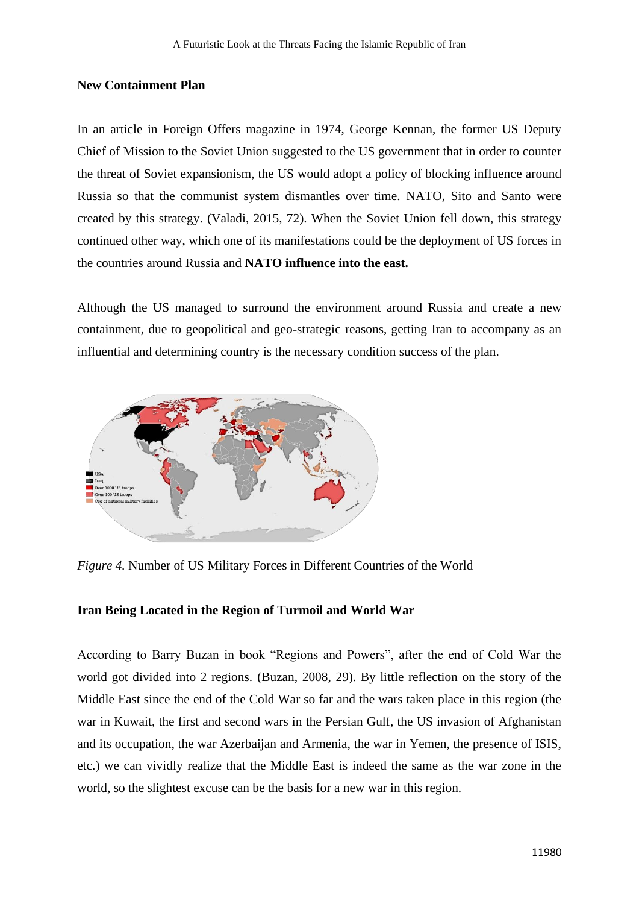## New Containment Plan

In an article in Foreign Offers magazine in 1974, George Kennan, the former US Deputy Chief of Mission to the Soviet Union suggested to the US government that in order to counter the threat of Soviet expansionism, the US would adopt a policy of blocking influence around Russia so that the communist system dismantles over time. NATO, Sito and Santo were created by this strategy. (Valadi, 2015, 72). When the Soviet Union fell down, this strategy continued other way, which one of its manifestations could be the deployment of US forces in the countries around Russia and **NATO influence into the east.**

Although the US managed to surround the environment around Russia and create a new containment, due to geopolitical and geo-strategic reasons, getting Iran to accompany as an influential and determining country is the necessary condition success of the plan.

*Figure 4.* Number of US Military Forces in Different Countries of the World

## Iran Being Located in the Region of Turmoil and World War

According to Barry Buzan in book "Regions and Powers", after the end of Cold War the world got divided into 2 regions. (Buzan, 2008, 29). By little reflection on the story of the Middle East since the end of the Cold War so far and the wars taken place in this region (the war in Kuwait, the first and second wars in the Persian Gulf, the US invasion of Afghanistan and its occupation, the war Azerbaijan and Armenia, the war in Yemen, the presence of ISIS, etc.) we can vividly realize that the Middle East is indeed the same as the war zone in the world, so the slightest excuse can be the basis for a new war in this region.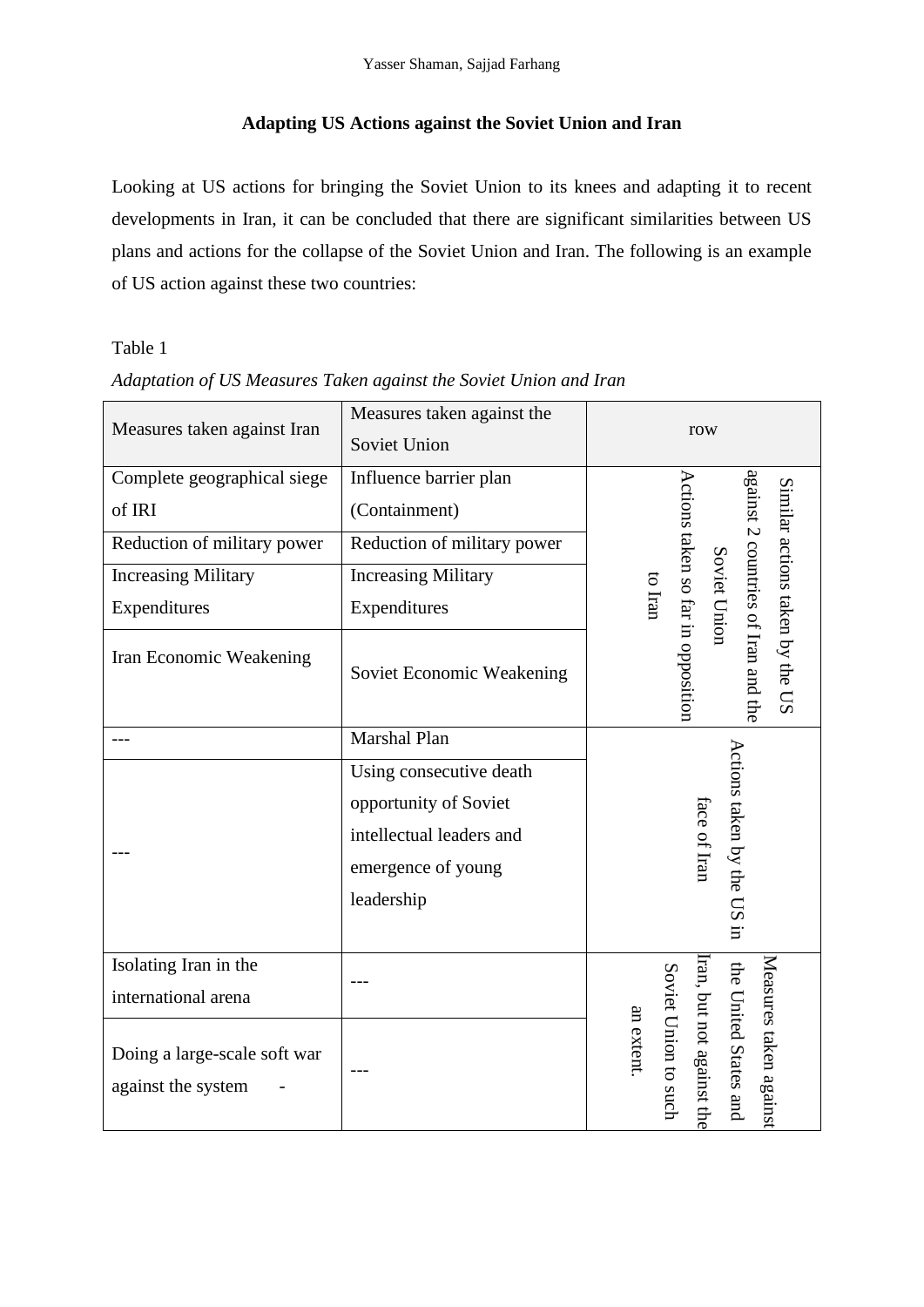## Adapting US Actions against the Soviet Union and Iran

Looking at US actions for bringing the Soviet Union to its knees and adapting it to recent developments in Iran, it can be concluded that there are significant similarities between US plans and actions for the collapse of the Soviet Union and Iran. The following is an example of US action against these two countries:

Table 1

*Adaptation of US Measures Taken against the Soviet Union and Iran*

| Measures taken against Iran | Measures taken against the Soviet Union | row |
|---|---|---|
| Complete geographical siege of IRI | Influence barrier plan (Containment) | Similar actions taken by the US against 2 countries of Iran and the Soviet Union Actions taken so far in opposition to Iran |
| Reduction of military power | Reduction of military power | |
| Increasing Military Expenditures | Increasing Military Expenditures | |
| Iran Economic Weakening | Soviet Economic Weakening | |
| --- | Marshal Plan | Actions taken by the US in face of Iran |
| --- | Using consecutive death opportunity of Soviet intellectual leaders and emergence of young leadership | |
| Isolating Iran in the international arena | --- | Measures taken against the United States and Iran, but not against the Soviet Union to such an extent. |
| Doing a large-scale soft war against the system - | --- | |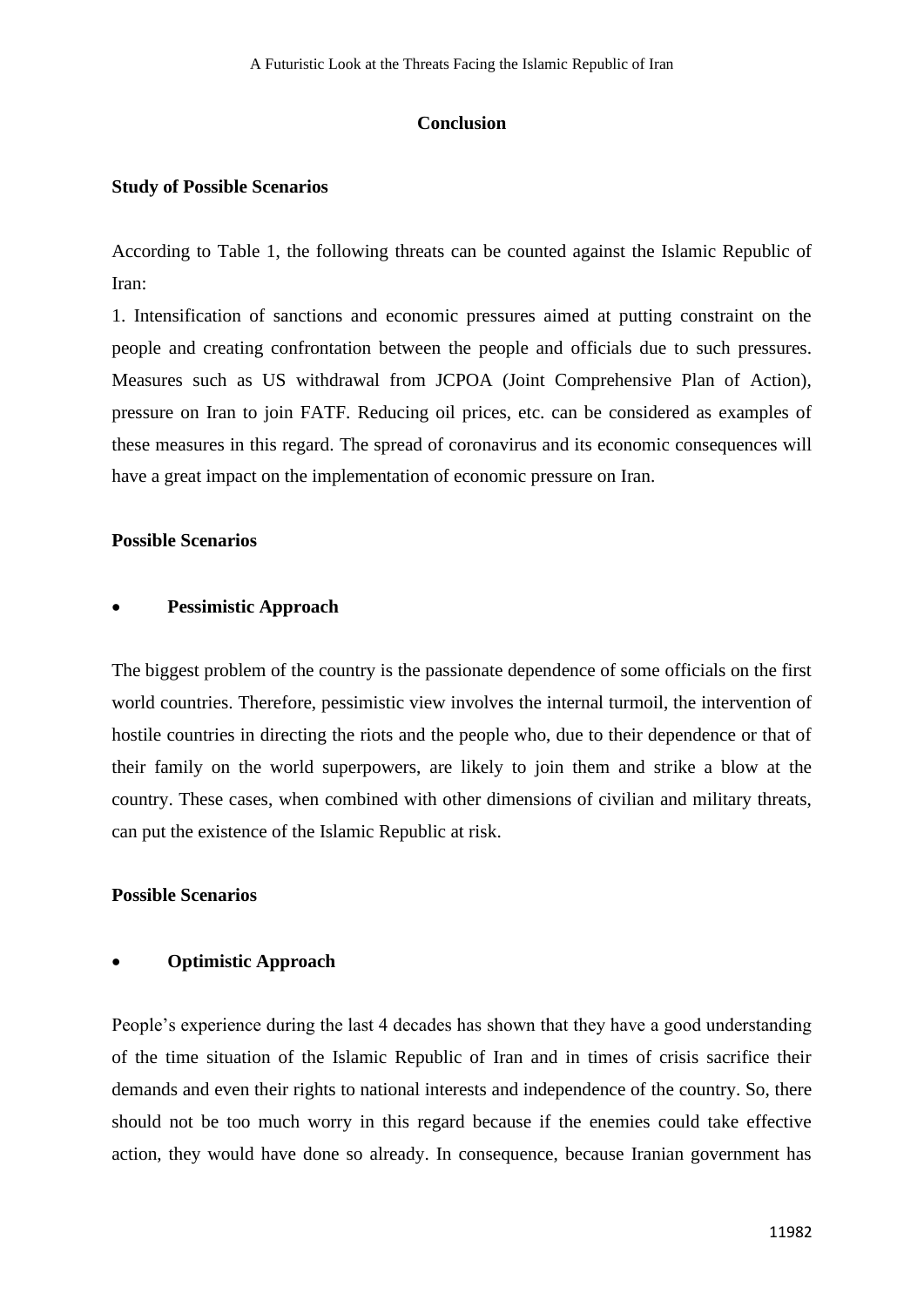## Conclusion

### Study of Possible Scenarios

According to Table 1, the following threats can be counted against the Islamic Republic of Iran:

1. Intensification of sanctions and economic pressures aimed at putting constraint on the people and creating confrontation between the people and officials due to such pressures. Measures such as US withdrawal from JCPOA (Joint Comprehensive Plan of Action), pressure on Iran to join FATF. Reducing oil prices, etc. can be considered as examples of these measures in this regard. The spread of coronavirus and its economic consequences will have a great impact on the implementation of economic pressure on Iran.

### Possible Scenarios

- **Pessimistic Approach**

The biggest problem of the country is the passionate dependence of some officials on the first world countries. Therefore, pessimistic view involves the internal turmoil, the intervention of hostile countries in directing the riots and the people who, due to their dependence or that of their family on the world superpowers, are likely to join them and strike a blow at the country. These cases, when combined with other dimensions of civilian and military threats, can put the existence of the Islamic Republic at risk.

### Possible Scenarios

- **Optimistic Approach**

People's experience during the last 4 decades has shown that they have a good understanding of the time situation of the Islamic Republic of Iran and in times of crisis sacrifice their demands and even their rights to national interests and independence of the country. So, there should not be too much worry in this regard because if the enemies could take effective action, they would have done so already. In consequence, because Iranian government has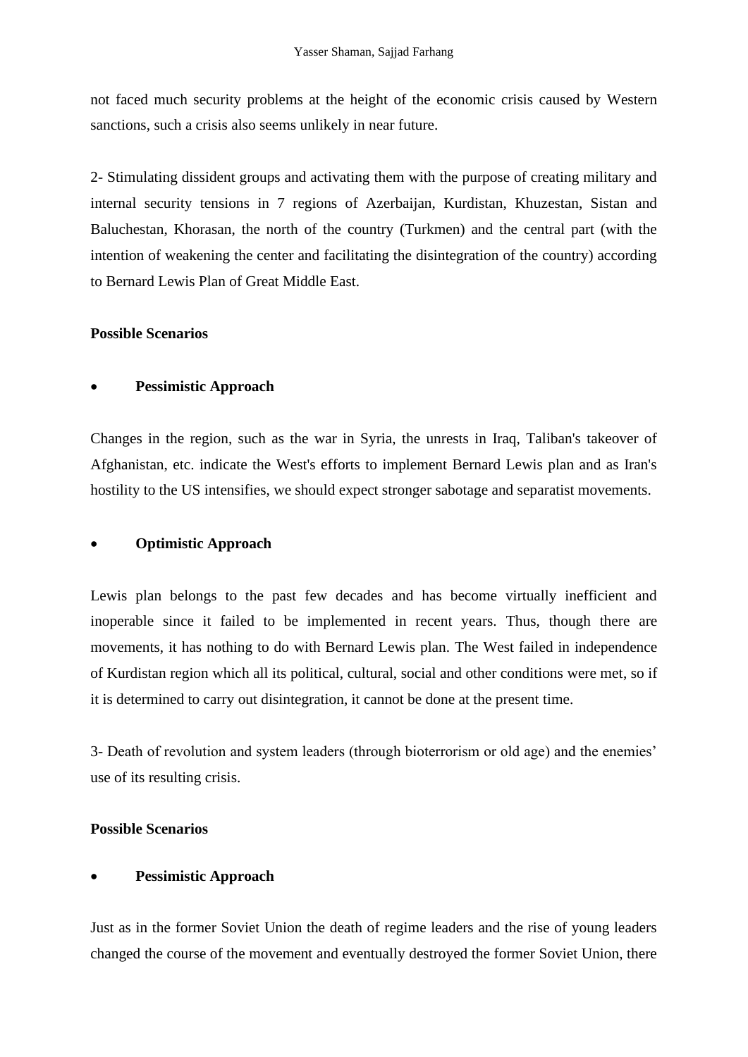not faced much security problems at the height of the economic crisis caused by Western sanctions, such a crisis also seems unlikely in near future.

2- Stimulating dissident groups and activating them with the purpose of creating military and internal security tensions in 7 regions of Azerbaijan, Kurdistan, Khuzestan, Sistan and Baluchestan, Khorasan, the north of the country (Turkmen) and the central part (with the intention of weakening the center and facilitating the disintegration of the country) according to Bernard Lewis Plan of Great Middle East.

**Possible Scenarios**

- **Pessimistic Approach**

Changes in the region, such as the war in Syria, the unrests in Iraq, Taliban's takeover of Afghanistan, etc. indicate the West's efforts to implement Bernard Lewis plan and as Iran's hostility to the US intensifies, we should expect stronger sabotage and separatist movements.

- **Optimistic Approach**

Lewis plan belongs to the past few decades and has become virtually inefficient and inoperable since it failed to be implemented in recent years. Thus, though there are movements, it has nothing to do with Bernard Lewis plan. The West failed in independence of Kurdistan region which all its political, cultural, social and other conditions were met, so if it is determined to carry out disintegration, it cannot be done at the present time.

3- Death of revolution and system leaders (through bioterrorism or old age) and the enemies' use of its resulting crisis.

**Possible Scenarios**

- **Pessimistic Approach**

Just as in the former Soviet Union the death of regime leaders and the rise of young leaders changed the course of the movement and eventually destroyed the former Soviet Union, there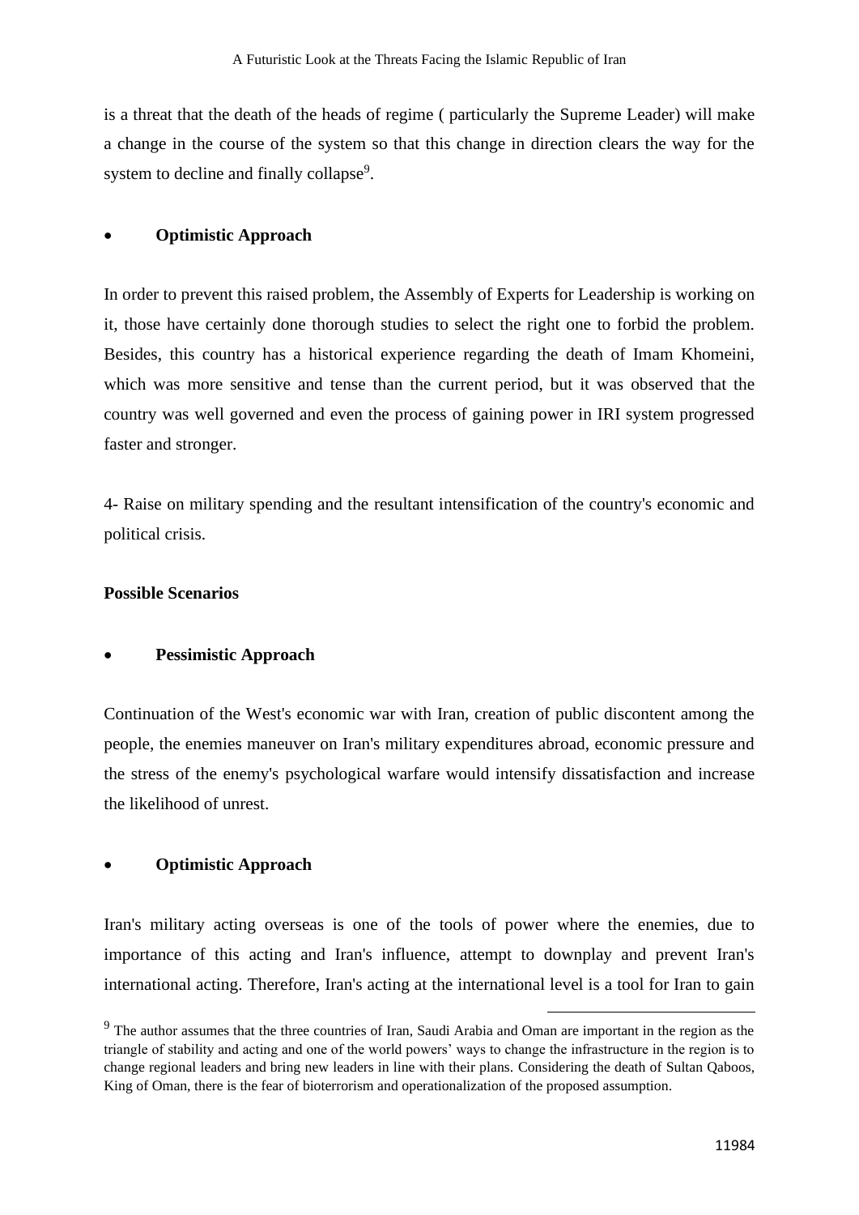is a threat that the death of the heads of regime ( particularly the Supreme Leader) will make a change in the course of the system so that this change in direction clears the way for the system to decline and finally collapse[9].

- **Optimistic Approach**

In order to prevent this raised problem, the Assembly of Experts for Leadership is working on it, those have certainly done thorough studies to select the right one to forbid the problem. Besides, this country has a historical experience regarding the death of Imam Khomeini, which was more sensitive and tense than the current period, but it was observed that the country was well governed and even the process of gaining power in IRI system progressed faster and stronger.

4- Raise on military spending and the resultant intensification of the country's economic and political crisis.

**Possible Scenarios**

- **Pessimistic Approach**

Continuation of the West's economic war with Iran, creation of public discontent among the people, the enemies maneuver on Iran's military expenditures abroad, economic pressure and the stress of the enemy's psychological warfare would intensify dissatisfaction and increase the likelihood of unrest.

- **Optimistic Approach**

Iran's military acting overseas is one of the tools of power where the enemies, due to importance of this acting and Iran's influence, attempt to downplay and prevent Iran's international acting. Therefore, Iran's acting at the international level is a tool for Iran to gain

---

[9] The author assumes that the three countries of Iran, Saudi Arabia and Oman are important in the region as the triangle of stability and acting and one of the world powers' ways to change the infrastructure in the region is to change regional leaders and bring new leaders in line with their plans. Considering the death of Sultan Qaboos, King of Oman, there is the fear of bioterrorism and operationalization of the proposed assumption.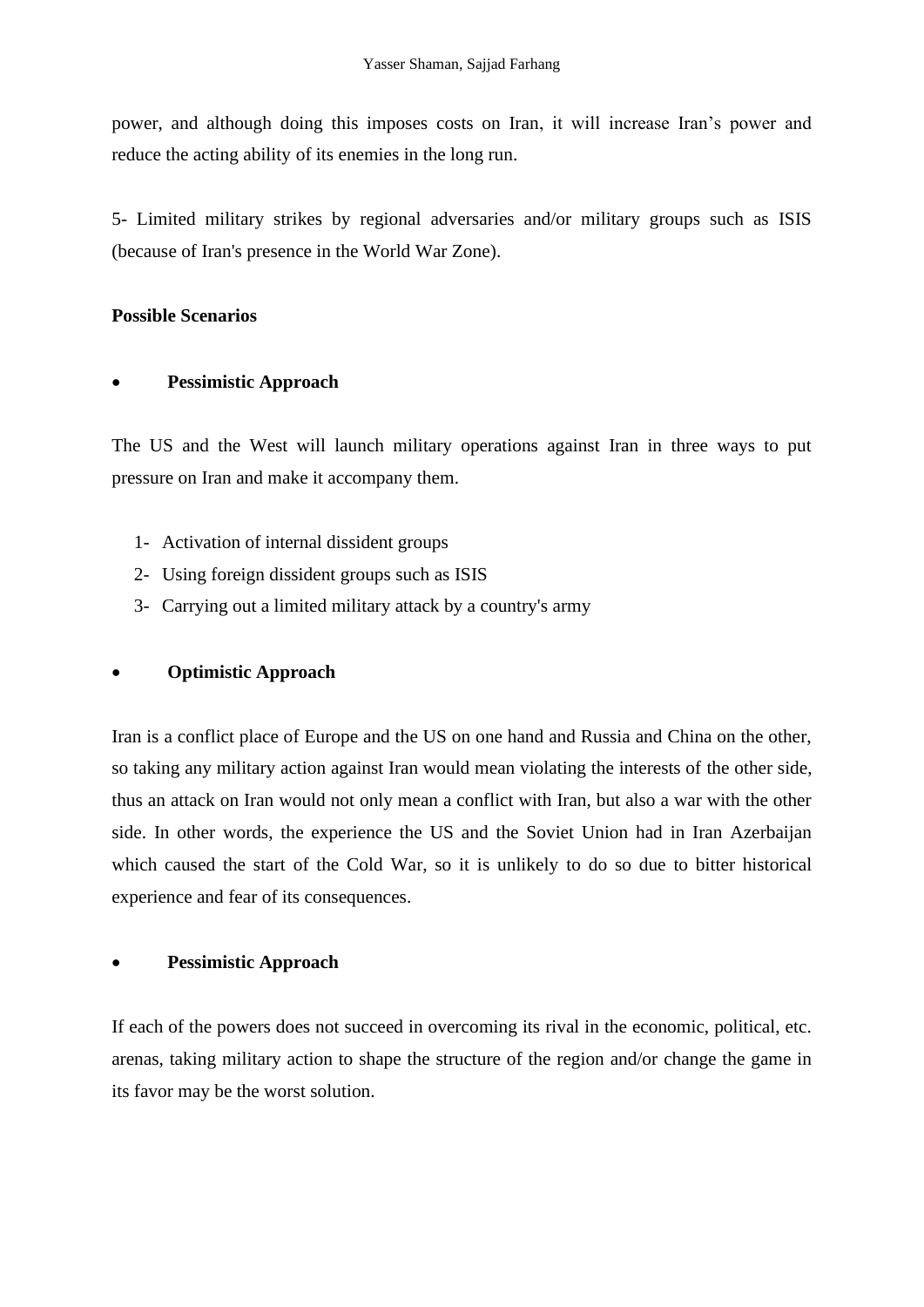power, and although doing this imposes costs on Iran, it will increase Iran's power and reduce the acting ability of its enemies in the long run.

5- Limited military strikes by regional adversaries and/or military groups such as ISIS (because of Iran's presence in the World War Zone).

**Possible Scenarios**

- **Pessimistic Approach**

The US and the West will launch military operations against Iran in three ways to put pressure on Iran and make it accompany them.

1- Activation of internal dissident groups
2- Using foreign dissident groups such as ISIS
3- Carrying out a limited military attack by a country's army

- **Optimistic Approach**

Iran is a conflict place of Europe and the US on one hand and Russia and China on the other, so taking any military action against Iran would mean violating the interests of the other side, thus an attack on Iran would not only mean a conflict with Iran, but also a war with the other side. In other words, the experience the US and the Soviet Union had in Iran Azerbaijan which caused the start of the Cold War, so it is unlikely to do so due to bitter historical experience and fear of its consequences.

- **Pessimistic Approach**

If each of the powers does not succeed in overcoming its rival in the economic, political, etc. arenas, taking military action to shape the structure of the region and/or change the game in its favor may be the worst solution.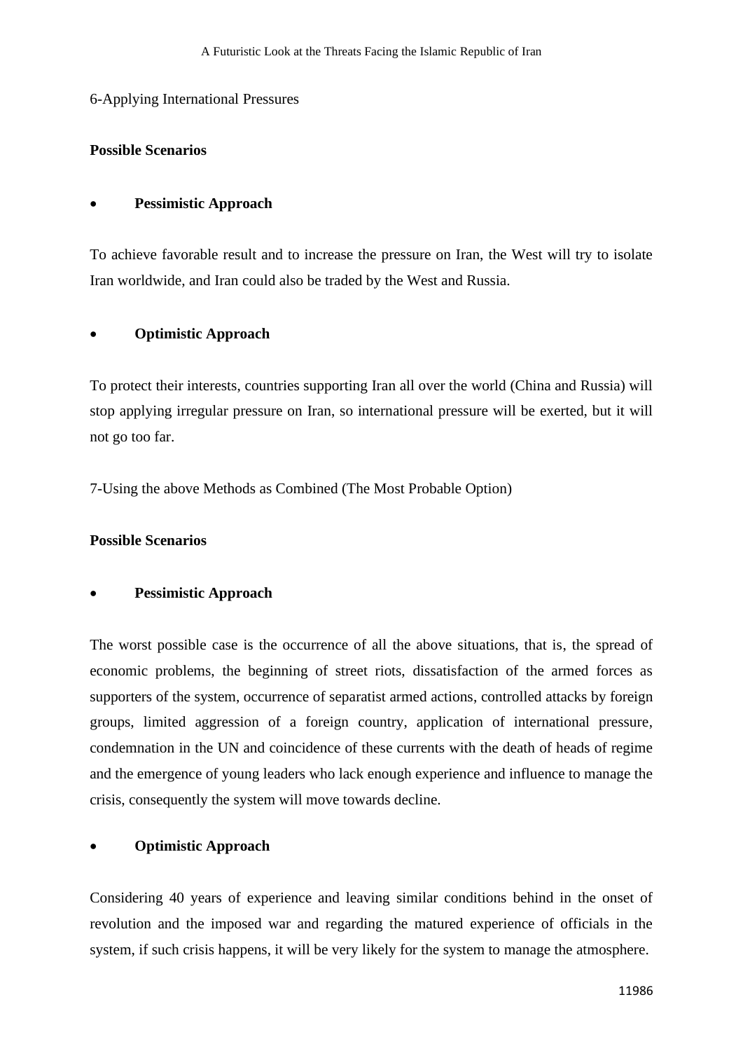6-Applying International Pressures

**Possible Scenarios**

- **Pessimistic Approach**

To achieve favorable result and to increase the pressure on Iran, the West will try to isolate Iran worldwide, and Iran could also be traded by the West and Russia.

- **Optimistic Approach**

To protect their interests, countries supporting Iran all over the world (China and Russia) will stop applying irregular pressure on Iran, so international pressure will be exerted, but it will not go too far.

7-Using the above Methods as Combined (The Most Probable Option)

**Possible Scenarios**

- **Pessimistic Approach**

The worst possible case is the occurrence of all the above situations, that is, the spread of economic problems, the beginning of street riots, dissatisfaction of the armed forces as supporters of the system, occurrence of separatist armed actions, controlled attacks by foreign groups, limited aggression of a foreign country, application of international pressure, condemnation in the UN and coincidence of these currents with the death of heads of regime and the emergence of young leaders who lack enough experience and influence to manage the crisis, consequently the system will move towards decline.

- **Optimistic Approach**

Considering 40 years of experience and leaving similar conditions behind in the onset of revolution and the imposed war and regarding the matured experience of officials in the system, if such crisis happens, it will be very likely for the system to manage the atmosphere.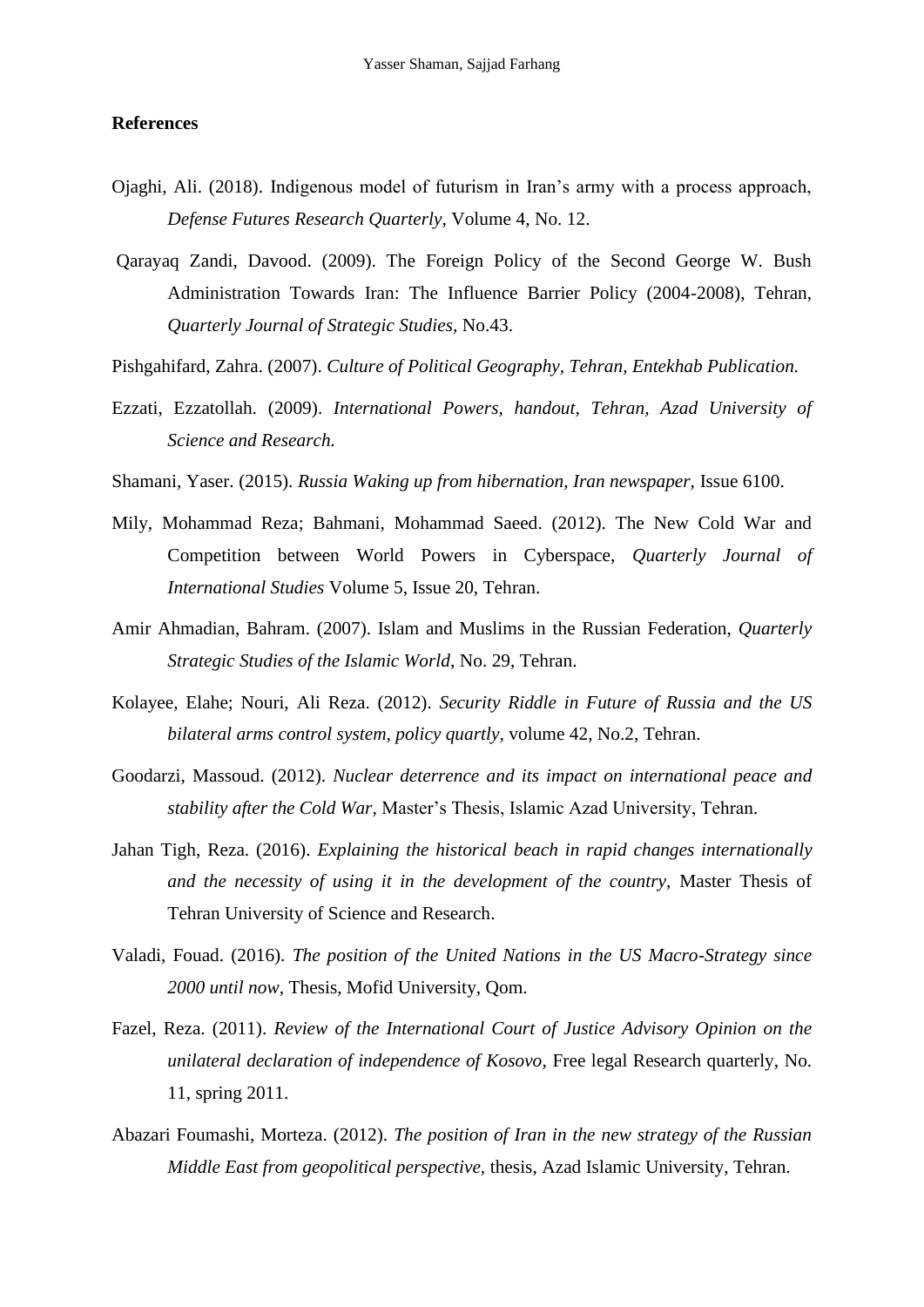**References**

Ojaghi, Ali. (2018). Indigenous model of futurism in Iran's army with a process approach, *Defense Futures Research Quarterly,* Volume 4, No. 12.

Qarayaq Zandi, Davood. (2009). The Foreign Policy of the Second George W. Bush Administration Towards Iran: The Influence Barrier Policy (2004-2008), Tehran, *Quarterly Journal of Strategic Studies,* No.43.

Pishgahifard, Zahra. (2007). *Culture of Political Geography, Tehran, Entekhab Publication.*

Ezzati, Ezzatollah. (2009). *International Powers, handout, Tehran, Azad University of Science and Research.*

Shamani, Yaser. (2015). *Russia Waking up from hibernation, Iran newspaper,* Issue 6100.

Mily, Mohammad Reza; Bahmani, Mohammad Saeed. (2012). The New Cold War and Competition between World Powers in Cyberspace, *Quarterly Journal of International Studies* Volume 5, Issue 20, Tehran.

Amir Ahmadian, Bahram. (2007). Islam and Muslims in the Russian Federation, *Quarterly Strategic Studies of the Islamic World,* No. 29, Tehran.

Kolayee, Elahe; Nouri, Ali Reza. (2012). *Security Riddle in Future of Russia and the US bilateral arms control system, policy quartly,* volume 42, No.2, Tehran.

Goodarzi, Massoud. (2012). *Nuclear deterrence and its impact on international peace and stability after the Cold War,* Master's Thesis, Islamic Azad University, Tehran.

Jahan Tigh, Reza. (2016). *Explaining the historical beach in rapid changes internationally and the necessity of using it in the development of the country,* Master Thesis of Tehran University of Science and Research.

Valadi, Fouad. (2016). *The position of the United Nations in the US Macro-Strategy since 2000 until now,* Thesis, Mofid University, Qom.

Fazel, Reza. (2011). *Review of the International Court of Justice Advisory Opinion on the unilateral declaration of independence of Kosovo,* Free legal Research quarterly, No. 11, spring 2011.

Abazari Foumashi, Morteza. (2012). *The position of Iran in the new strategy of the Russian Middle East from geopolitical perspective,* thesis, Azad Islamic University, Tehran.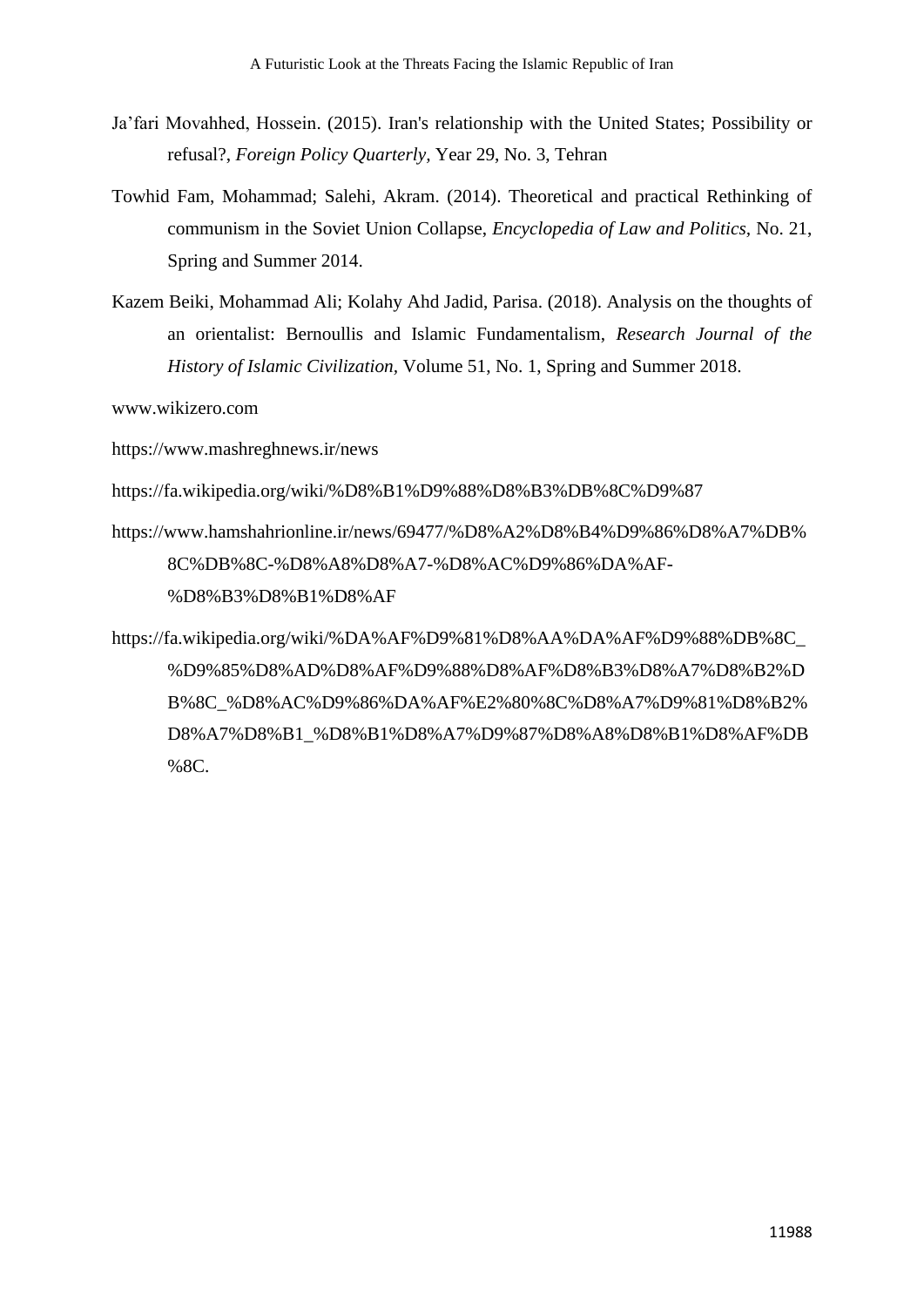Ja'fari Movahhed, Hossein. (2015). Iran's relationship with the United States; Possibility or refusal?, *Foreign Policy Quarterly*, Year 29, No. 3, Tehran

Towhid Fam, Mohammad; Salehi, Akram. (2014). Theoretical and practical Rethinking of communism in the Soviet Union Collapse, *Encyclopedia of Law and Politics*, No. 21, Spring and Summer 2014.

Kazem Beiki, Mohammad Ali; Kolahy Ahd Jadid, Parisa. (2018). Analysis on the thoughts of an orientalist: Bernoullis and Islamic Fundamentalism, *Research Journal of the History of Islamic Civilization*, Volume 51, No. 1, Spring and Summer 2018.

www.wikizero.com

https://www.mashreghnews.ir/news

https://fa.wikipedia.org/wiki/%D8%B1%D9%88%D8%B3%DB%8C%D9%87

https://www.hamshahrionline.ir/news/69477/%D8%A2%D8%B4%D9%86%D8%A7%DB%8C%DB%8C-%D8%A8%D8%A7-%D8%AC%D9%86%DA%AF-%D8%B3%D8%B1%D8%AF

https://fa.wikipedia.org/wiki/%DA%AF%D9%81%D8%AA%DA%AF%D9%88%DB%8C_%D9%85%D8%AD%D8%AF%D9%88%D8%AF%D8%B3%D8%A7%D8%B2%DB%8C_%D8%AC%D9%86%DA%AF%E2%80%8C%D8%A7%D9%81%D8%B2%D8%A7%D8%B1_%D8%B1%D8%A7%D9%87%D8%A8%D8%B1%D8%AF%DB%8C.